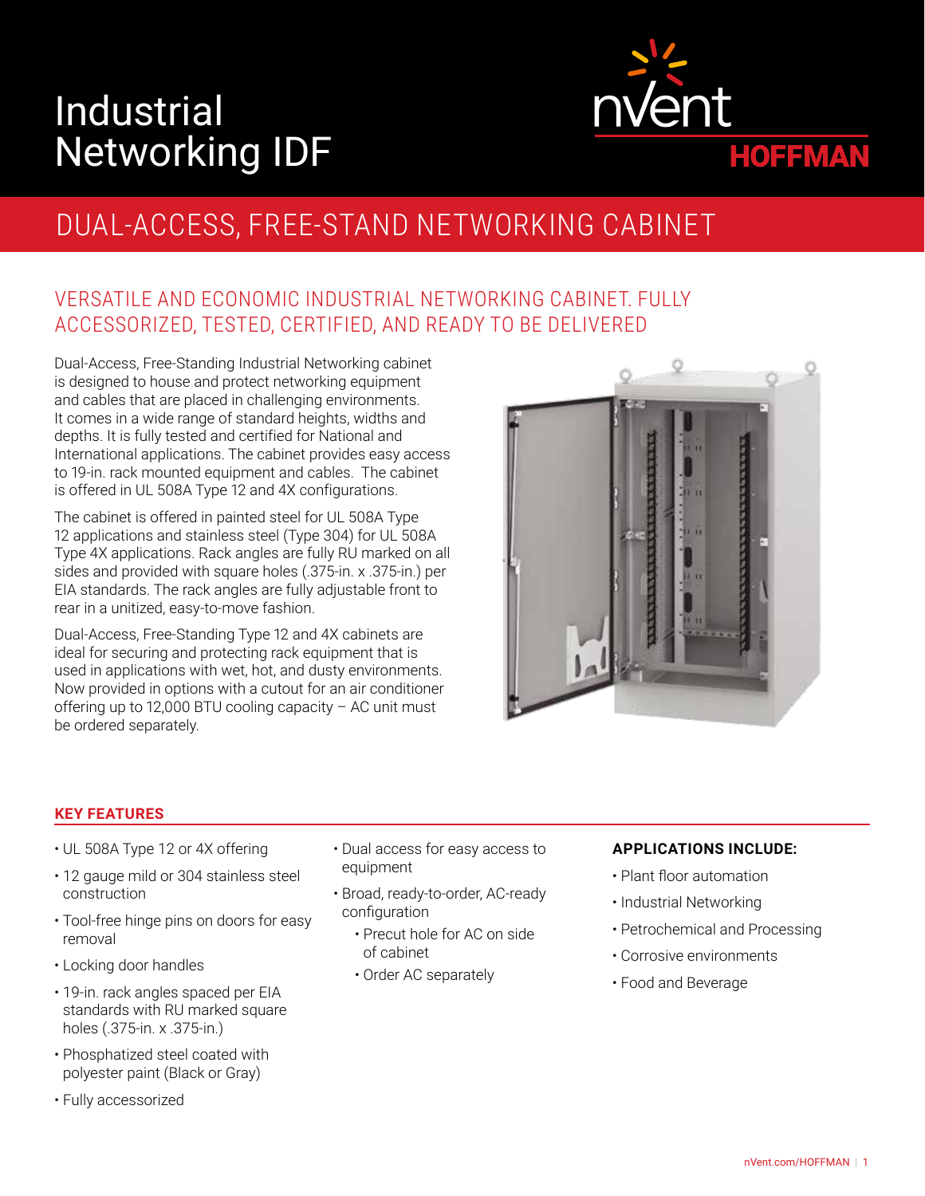# Industrial Networking IDF

nVent HOFFMAN

## DUAL-ACCESS, FREE-STAND NETWORKING CABINET

### VERSATILE AND ECONOMIC INDUSTRIAL NETWORKING CABINET. FULLY ACCESSORIZED, TESTED, CERTIFIED, AND READY TO BE DELIVERED

Dual-Access, Free-Standing Industrial Networking cabinet is designed to house and protect networking equipment and cables that are placed in challenging environments. It comes in a wide range of standard heights, widths and depths. It is fully tested and certified for National and International applications. The cabinet provides easy access to 19-in. rack mounted equipment and cables. The cabinet is offered in UL 508A Type 12 and 4X configurations.

The cabinet is offered in painted steel for UL 508A Type 12 applications and stainless steel (Type 304) for UL 508A Type 4X applications. Rack angles are fully RU marked on all sides and provided with square holes (.375-in. x .375-in.) per EIA standards. The rack angles are fully adjustable front to rear in a unitized, easy-to-move fashion.

Dual-Access, Free-Standing Type 12 and 4X cabinets are ideal for securing and protecting rack equipment that is used in applications with wet, hot, and dusty environments. Now provided in options with a cutout for an air conditioner offering up to 12,000 BTU cooling capacity – AC unit must be ordered separately.

#### KEY FEATURES

- UL 508A Type 12 or 4X offering
- 12 gauge mild or 304 stainless steel construction
- Tool-free hinge pins on doors for easy removal
- Locking door handles
- 19-in. rack angles spaced per EIA standards with RU marked square holes (.375-in. x .375-in.)
- Phosphatized steel coated with polyester paint (Black or Gray)
- Fully accessorized
- Dual access for easy access to equipment
- Broad, ready-to-order, AC-ready configuration
  - Precut hole for AC on side of cabinet
  - Order AC separately

#### APPLICATIONS INCLUDE:

- Plant floor automation
- Industrial Networking
- Petrochemical and Processing
- Corrosive environments
- Food and Beverage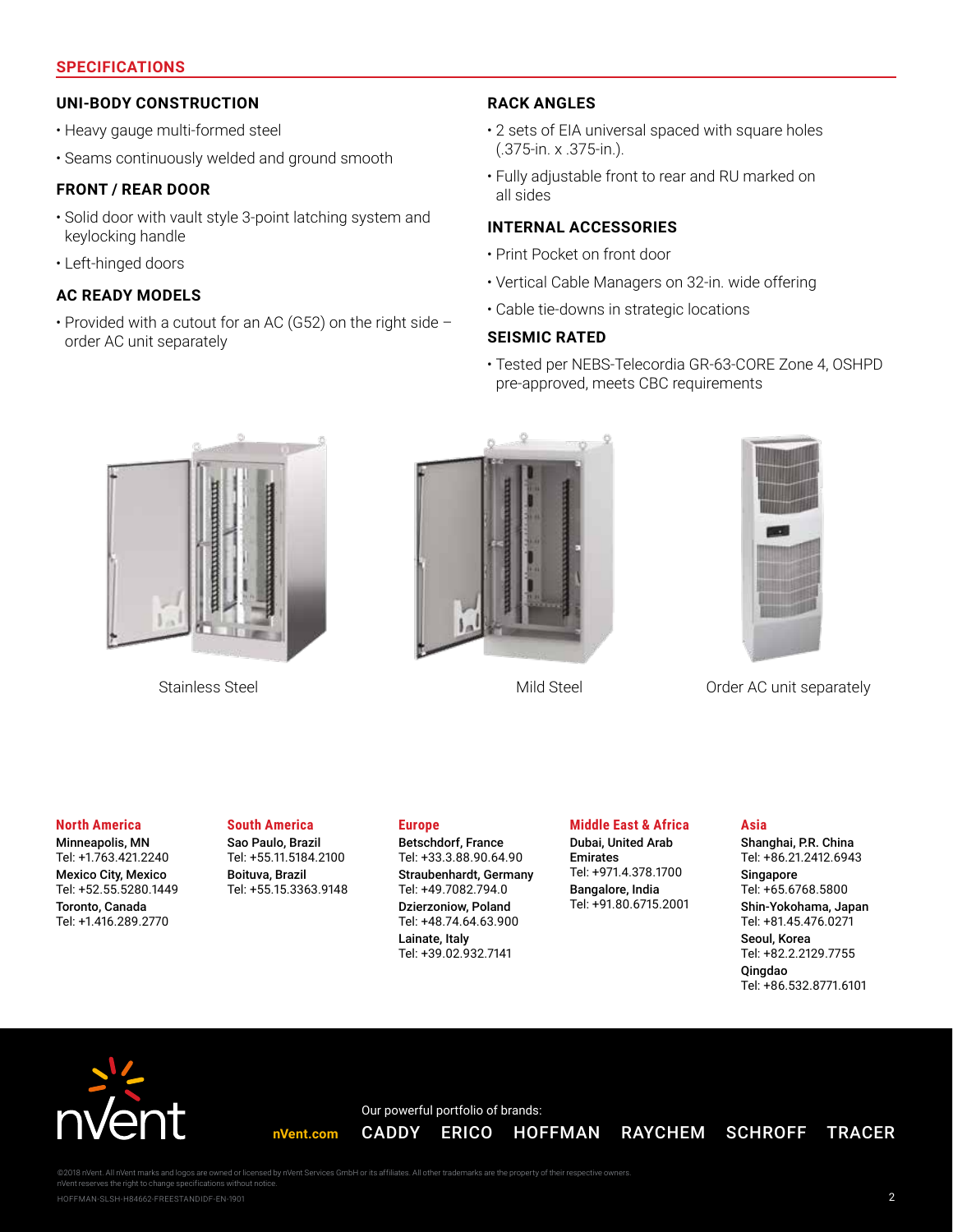## SPECIFICATIONS

### UNI-BODY CONSTRUCTION

- Heavy gauge multi-formed steel
- Seams continuously welded and ground smooth

### FRONT / REAR DOOR

- Solid door with vault style 3-point latching system and keylocking handle
- Left-hinged doors

### AC READY MODELS

- Provided with a cutout for an AC (G52) on the right side – order AC unit separately

### RACK ANGLES

- 2 sets of EIA universal spaced with square holes (.375-in. x .375-in.).
- Fully adjustable front to rear and RU marked on all sides

### INTERNAL ACCESSORIES

- Print Pocket on front door
- Vertical Cable Managers on 32-in. wide offering
- Cable tie-downs in strategic locations

### SEISMIC RATED

- Tested per NEBS-Telecordia GR-63-CORE Zone 4, OSHPD pre-approved, meets CBC requirements

Stainless Steel

Mild Steel

Order AC unit separately

**North America**

**Minneapolis, MN**
Tel: +1.763.421.2240

**Mexico City, Mexico**
Tel: +52.55.5280.1449

**Toronto, Canada**
Tel: +1.416.289.2770

**South America**

**Sao Paulo, Brazil**
Tel: +55.11.5184.2100

**Boituva, Brazil**
Tel: +55.15.3363.9148

**Europe**

**Betschdorf, France**
Tel: +33.3.88.90.64.90

**Straubenhardt, Germany**
Tel: +49.7082.794.0

**Dzierzoniow, Poland**
Tel: +48.74.64.63.900

**Lainate, Italy**
Tel: +39.02.932.7141

**Middle East & Africa**

**Dubai, United Arab Emirates**
Tel: +971.4.378.1700

**Bangalore, India**
Tel: +91.80.6715.2001

**Asia**

**Shanghai, P.R. China**
Tel: +86.21.2412.6943

**Singapore**
Tel: +65.6768.5800

**Shin-Yokohama, Japan**
Tel: +81.45.476.0271

**Seoul, Korea**
Tel: +82.2.2129.7755

**Qingdao**
Tel: +86.532.8771.6101

nVent

nVent.com

Our powerful portfolio of brands:
CADDY ERICO HOFFMAN RAYCHEM SCHROFF TRACER

©2018 nVent. All nVent marks and logos are owned or licensed by nVent Services GmbH or its affiliates. All other trademarks are the property of their respective owners.
nVent reserves the right to change specifications without notice.

HOFFMAN-SLSH-H84662-FREESTANDIDF-EN-1901